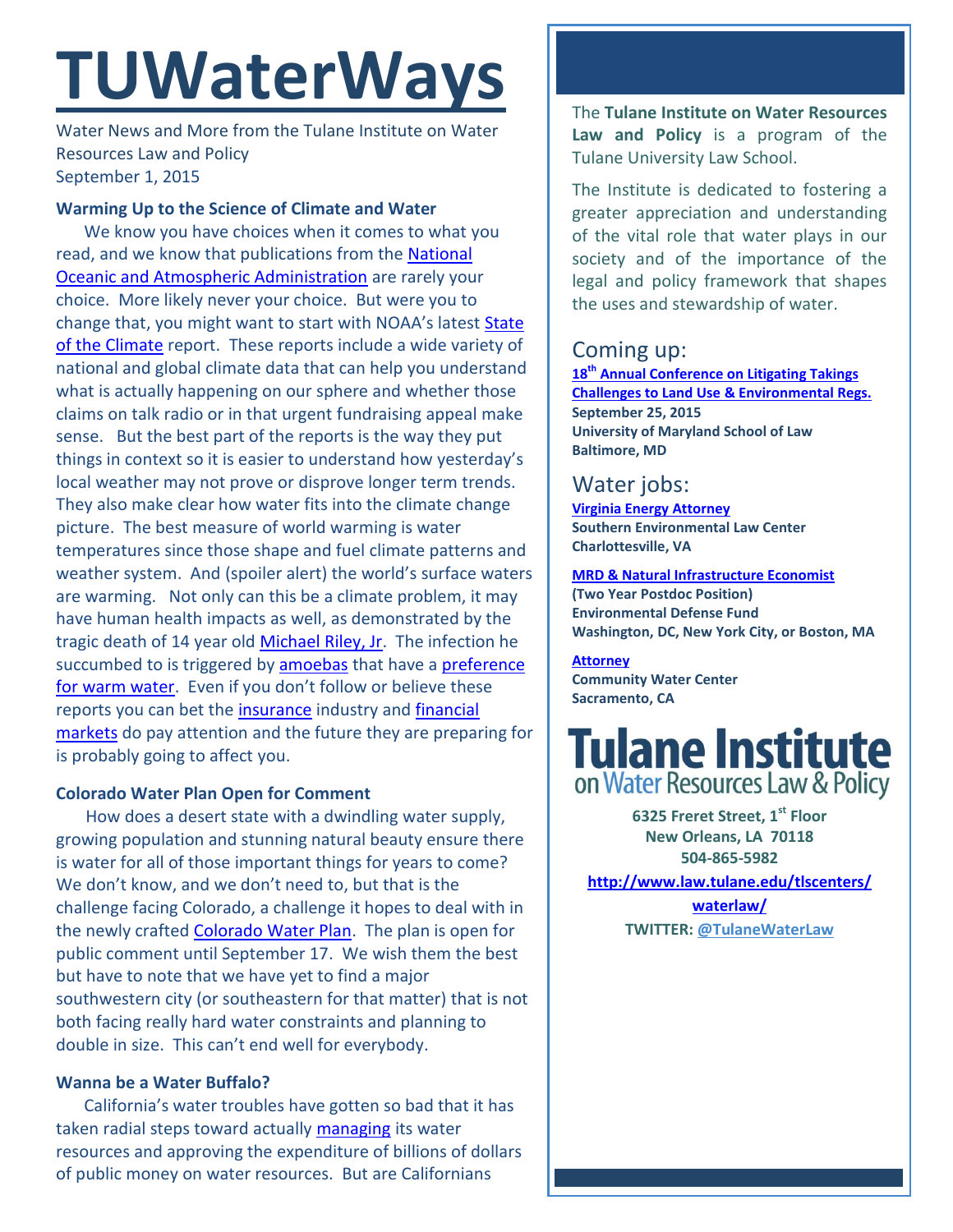# TUWaterWays

Water News and More from the Tulane Institute on Water Resources Law and Policy
September 1, 2015

### Warming Up to the Science of Climate and Water

We know you have choices when it comes to what you read, and we know that publications from the National Oceanic and Atmospheric Administration are rarely your choice. More likely never your choice. But were you to change that, you might want to start with NOAA's latest State of the Climate report. These reports include a wide variety of national and global climate data that can help you understand what is actually happening on our sphere and whether those claims on talk radio or in that urgent fundraising appeal make sense. But the best part of the reports is the way they put things in context so it is easier to understand how yesterday's local weather may not prove or disprove longer term trends. They also make clear how water fits into the climate change picture. The best measure of world warming is water temperatures since those shape and fuel climate patterns and weather system. And (spoiler alert) the world's surface waters are warming. Not only can this be a climate problem, it may have human health impacts as well, as demonstrated by the tragic death of 14 year old Michael Riley, Jr. The infection he succumbed to is triggered by amoebas that have a preference for warm water. Even if you don't follow or believe these reports you can bet the insurance industry and financial markets do pay attention and the future they are preparing for is probably going to affect you.

### Colorado Water Plan Open for Comment

How does a desert state with a dwindling water supply, growing population and stunning natural beauty ensure there is water for all of those important things for years to come? We don't know, and we don't need to, but that is the challenge facing Colorado, a challenge it hopes to deal with in the newly crafted Colorado Water Plan. The plan is open for public comment until September 17. We wish them the best but have to note that we have yet to find a major southwestern city (or southeastern for that matter) that is not both facing really hard water constraints and planning to double in size. This can't end well for everybody.

### Wanna be a Water Buffalo?

California's water troubles have gotten so bad that it has taken radial steps toward actually managing its water resources and approving the expenditure of billions of dollars of public money on water resources. But are Californians

---

The **Tulane Institute on Water Resources Law and Policy** is a program of the Tulane University Law School.

The Institute is dedicated to fostering a greater appreciation and understanding of the vital role that water plays in our society and of the importance of the legal and policy framework that shapes the uses and stewardship of water.

## Coming up:

**18th Annual Conference on Litigating Takings Challenges to Land Use & Environmental Regs.**
**September 25, 2015**
**University of Maryland School of Law**
**Baltimore, MD**

## Water jobs:

**Virginia Energy Attorney**
**Southern Environmental Law Center**
**Charlottesville, VA**

**MRD & Natural Infrastructure Economist**
**(Two Year Postdoc Position)**
**Environmental Defense Fund**
**Washington, DC, New York City, or Boston, MA**

**Attorney**
**Community Water Center**
**Sacramento, CA**

**Tulane Institute on Water Resources Law & Policy**

**6325 Freret Street, 1st Floor**
**New Orleans, LA 70118**
**504-865-5982**
**http://www.law.tulane.edu/tlscenters/waterlaw/**
**TWITTER: @TulaneWaterLaw**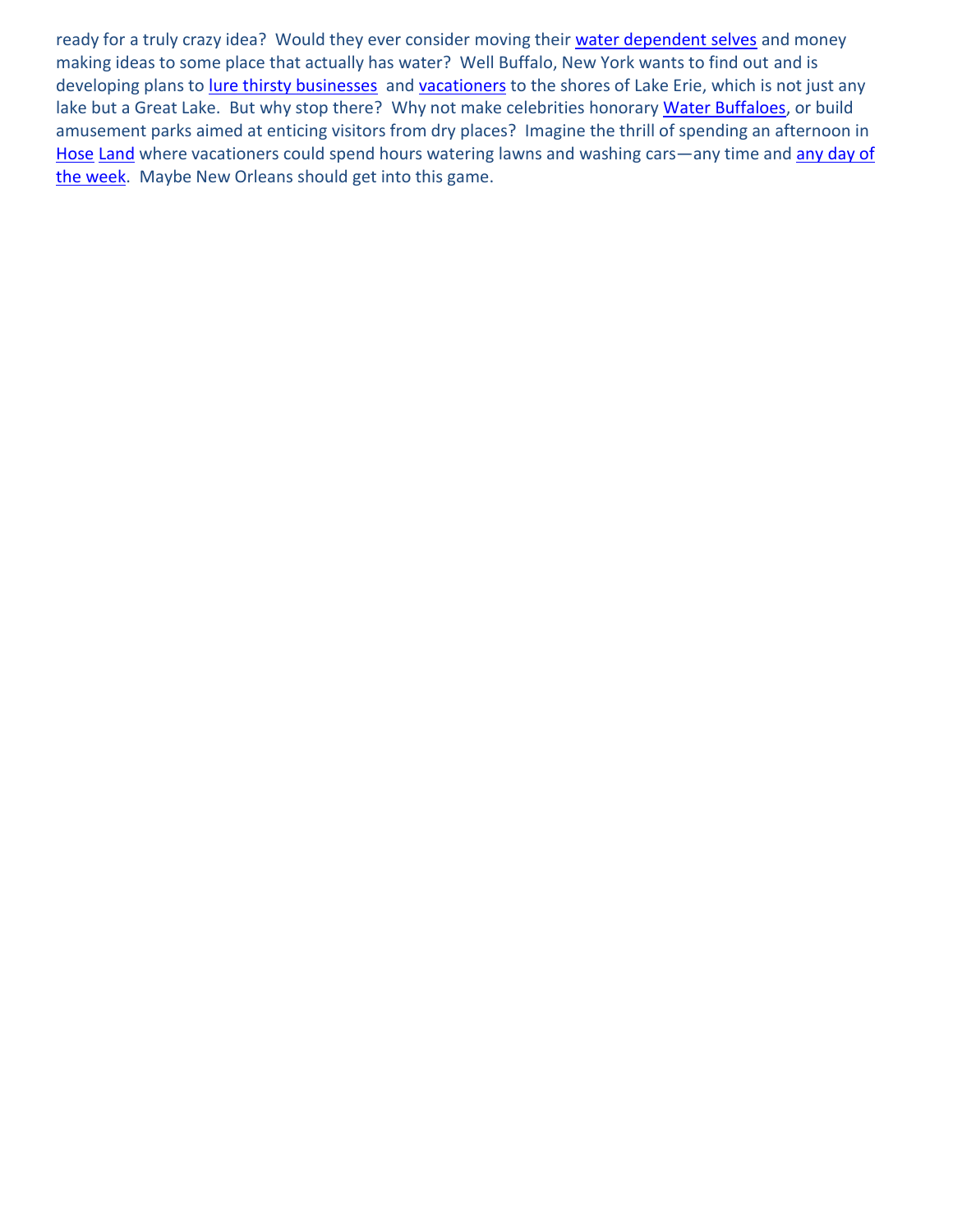ready for a truly crazy idea? Would they ever consider moving their water dependent selves and money making ideas to some place that actually has water? Well Buffalo, New York wants to find out and is developing plans to lure thirsty businesses and vacationers to the shores of Lake Erie, which is not just any lake but a Great Lake. But why stop there? Why not make celebrities honorary Water Buffaloes, or build amusement parks aimed at enticing visitors from dry places? Imagine the thrill of spending an afternoon in Hose Land where vacationers could spend hours watering lawns and washing cars—any time and any day of the week. Maybe New Orleans should get into this game.